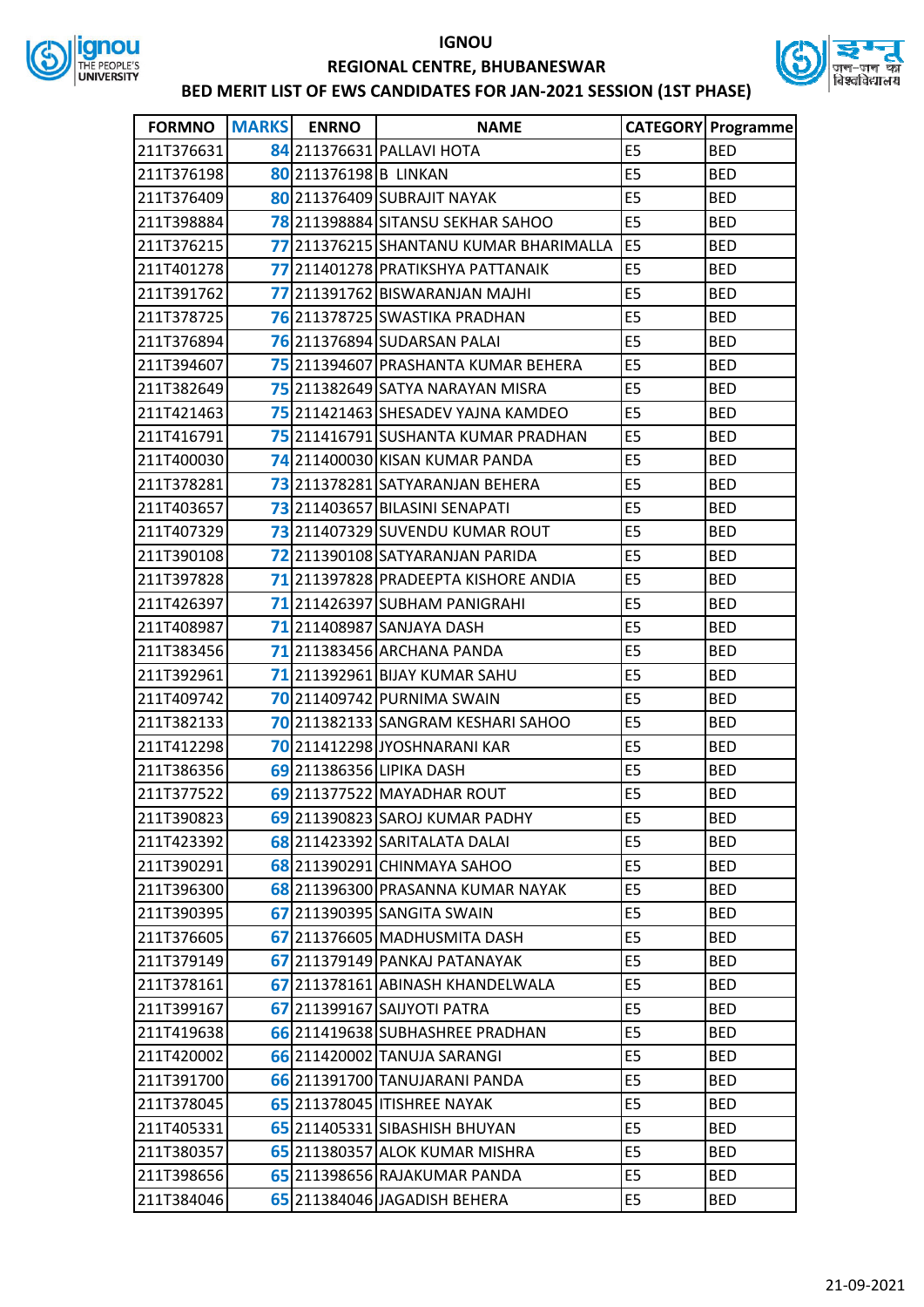# IGNOU

## REGIONAL CENTRE, BHUBANESWAR

## BED MERIT LIST OF EWS CANDIDATES FOR JAN-2021 SESSION (1ST PHASE)

| FORMNO | MARKS | ENRNO | NAME | CATEGORY | Programme |
|---|---|---|---|---|---|
| 211T376631 | 84 | 211376631 | PALLAVI HOTA | E5 | BED |
| 211T376198 | 80 | 211376198 | B LINKAN | E5 | BED |
| 211T376409 | 80 | 211376409 | SUBRAJIT NAYAK | E5 | BED |
| 211T398884 | 78 | 211398884 | SITANSU SEKHAR SAHOO | E5 | BED |
| 211T376215 | 77 | 211376215 | SHANTANU KUMAR BHARIMALLA | E5 | BED |
| 211T401278 | 77 | 211401278 | PRATIKSHYA PATTANAIK | E5 | BED |
| 211T391762 | 77 | 211391762 | BISWARANJAN MAJHI | E5 | BED |
| 211T378725 | 76 | 211378725 | SWASTIKA PRADHAN | E5 | BED |
| 211T376894 | 76 | 211376894 | SUDARSAN PALAI | E5 | BED |
| 211T394607 | 75 | 211394607 | PRASHANTA KUMAR BEHERA | E5 | BED |
| 211T382649 | 75 | 211382649 | SATYA NARAYAN MISRA | E5 | BED |
| 211T421463 | 75 | 211421463 | SHESADEV YAJNA KAMDEO | E5 | BED |
| 211T416791 | 75 | 211416791 | SUSHANTA KUMAR PRADHAN | E5 | BED |
| 211T400030 | 74 | 211400030 | KISAN KUMAR PANDA | E5 | BED |
| 211T378281 | 73 | 211378281 | SATYARANJAN BEHERA | E5 | BED |
| 211T403657 | 73 | 211403657 | BILASINI SENAPATI | E5 | BED |
| 211T407329 | 73 | 211407329 | SUVENDU KUMAR ROUT | E5 | BED |
| 211T390108 | 72 | 211390108 | SATYARANJAN PARIDA | E5 | BED |
| 211T397828 | 71 | 211397828 | PRADEEPTA KISHORE ANDIA | E5 | BED |
| 211T426397 | 71 | 211426397 | SUBHAM PANIGRAHI | E5 | BED |
| 211T408987 | 71 | 211408987 | SANJAYA DASH | E5 | BED |
| 211T383456 | 71 | 211383456 | ARCHANA PANDA | E5 | BED |
| 211T392961 | 71 | 211392961 | BIJAY KUMAR SAHU | E5 | BED |
| 211T409742 | 70 | 211409742 | PURNIMA SWAIN | E5 | BED |
| 211T382133 | 70 | 211382133 | SANGRAM KESHARI SAHOO | E5 | BED |
| 211T412298 | 70 | 211412298 | JYOSHNARANI KAR | E5 | BED |
| 211T386356 | 69 | 211386356 | LIPIKA DASH | E5 | BED |
| 211T377522 | 69 | 211377522 | MAYADHAR ROUT | E5 | BED |
| 211T390823 | 69 | 211390823 | SAROJ KUMAR PADHY | E5 | BED |
| 211T423392 | 68 | 211423392 | SARITALATA DALAI | E5 | BED |
| 211T390291 | 68 | 211390291 | CHINMAYA SAHOO | E5 | BED |
| 211T396300 | 68 | 211396300 | PRASANNA KUMAR NAYAK | E5 | BED |
| 211T390395 | 67 | 211390395 | SANGITA SWAIN | E5 | BED |
| 211T376605 | 67 | 211376605 | MADHUSMITA DASH | E5 | BED |
| 211T379149 | 67 | 211379149 | PANKAJ PATANAYAK | E5 | BED |
| 211T378161 | 67 | 211378161 | ABINASH KHANDELWALA | E5 | BED |
| 211T399167 | 67 | 211399167 | SAIJYOTI PATRA | E5 | BED |
| 211T419638 | 66 | 211419638 | SUBHASHREE PRADHAN | E5 | BED |
| 211T420002 | 66 | 211420002 | TANUJA SARANGI | E5 | BED |
| 211T391700 | 66 | 211391700 | TANUJARANI PANDA | E5 | BED |
| 211T378045 | 65 | 211378045 | ITISHREE NAYAK | E5 | BED |
| 211T405331 | 65 | 211405331 | SIBASHISH BHUYAN | E5 | BED |
| 211T380357 | 65 | 211380357 | ALOK KUMAR MISHRA | E5 | BED |
| 211T398656 | 65 | 211398656 | RAJAKUMAR PANDA | E5 | BED |
| 211T384046 | 65 | 211384046 | JAGADISH BEHERA | E5 | BED |

21-09-2021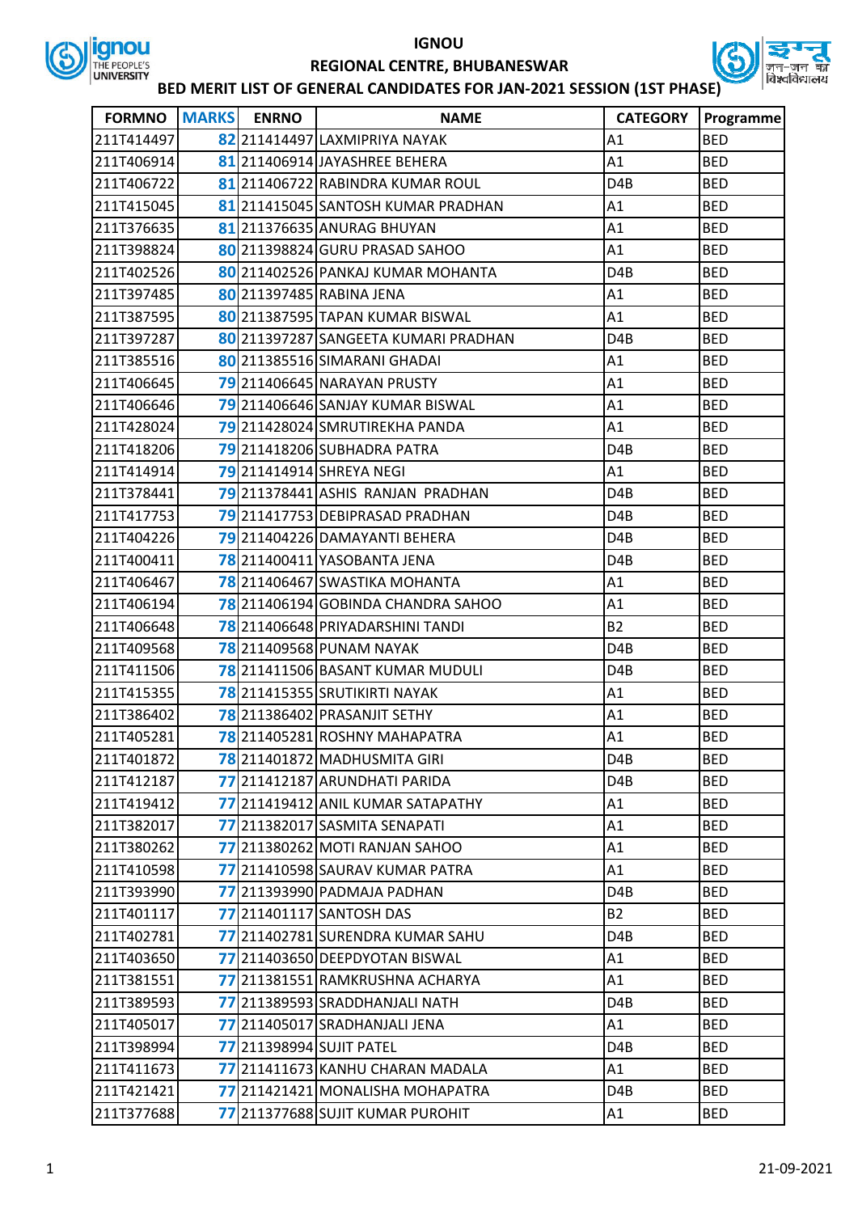# IGNOU

## REGIONAL CENTRE, BHUBANESWAR

### BED MERIT LIST OF GENERAL CANDIDATES FOR JAN-2021 SESSION (1ST PHASE)

| FORMNO | MARKS | ENRNO | NAME | CATEGORY | Programme |
|---|---|---|---|---|---|
| 211T414497 | 82 | 211414497 | LAXMIPRIYA NAYAK | A1 | BED |
| 211T406914 | 81 | 211406914 | JAYASHREE BEHERA | A1 | BED |
| 211T406722 | 81 | 211406722 | RABINDRA KUMAR ROUL | D4B | BED |
| 211T415045 | 81 | 211415045 | SANTOSH KUMAR PRADHAN | A1 | BED |
| 211T376635 | 81 | 211376635 | ANURAG BHUYAN | A1 | BED |
| 211T398824 | 80 | 211398824 | GURU PRASAD SAHOO | A1 | BED |
| 211T402526 | 80 | 211402526 | PANKAJ KUMAR MOHANTA | D4B | BED |
| 211T397485 | 80 | 211397485 | RABINA JENA | A1 | BED |
| 211T387595 | 80 | 211387595 | TAPAN KUMAR BISWAL | A1 | BED |
| 211T397287 | 80 | 211397287 | SANGEETA KUMARI PRADHAN | D4B | BED |
| 211T385516 | 80 | 211385516 | SIMARANI GHADAI | A1 | BED |
| 211T406645 | 79 | 211406645 | NARAYAN PRUSTY | A1 | BED |
| 211T406646 | 79 | 211406646 | SANJAY KUMAR BISWAL | A1 | BED |
| 211T428024 | 79 | 211428024 | SMRUTIREKHA PANDA | A1 | BED |
| 211T418206 | 79 | 211418206 | SUBHADRA PATRA | D4B | BED |
| 211T414914 | 79 | 211414914 | SHREYA NEGI | A1 | BED |
| 211T378441 | 79 | 211378441 | ASHIS RANJAN PRADHAN | D4B | BED |
| 211T417753 | 79 | 211417753 | DEBIPRASAD PRADHAN | D4B | BED |
| 211T404226 | 79 | 211404226 | DAMAYANTI BEHERA | D4B | BED |
| 211T400411 | 78 | 211400411 | YASOBANTA JENA | D4B | BED |
| 211T406467 | 78 | 211406467 | SWASTIKA MOHANTA | A1 | BED |
| 211T406194 | 78 | 211406194 | GOBINDA CHANDRA SAHOO | A1 | BED |
| 211T406648 | 78 | 211406648 | PRIYADARSHINI TANDI | B2 | BED |
| 211T409568 | 78 | 211409568 | PUNAM NAYAK | D4B | BED |
| 211T411506 | 78 | 211411506 | BASANT KUMAR MUDULI | D4B | BED |
| 211T415355 | 78 | 211415355 | SRUTIKIRTI NAYAK | A1 | BED |
| 211T386402 | 78 | 211386402 | PRASANJIT SETHY | A1 | BED |
| 211T405281 | 78 | 211405281 | ROSHNY MAHAPATRA | A1 | BED |
| 211T401872 | 78 | 211401872 | MADHUSMITA GIRI | D4B | BED |
| 211T412187 | 77 | 211412187 | ARUNDHATI PARIDA | D4B | BED |
| 211T419412 | 77 | 211419412 | ANIL KUMAR SATAPATHY | A1 | BED |
| 211T382017 | 77 | 211382017 | SASMITA SENAPATI | A1 | BED |
| 211T380262 | 77 | 211380262 | MOTI RANJAN SAHOO | A1 | BED |
| 211T410598 | 77 | 211410598 | SAURAV KUMAR PATRA | A1 | BED |
| 211T393990 | 77 | 211393990 | PADMAJA PADHAN | D4B | BED |
| 211T401117 | 77 | 211401117 | SANTOSH DAS | B2 | BED |
| 211T402781 | 77 | 211402781 | SURENDRA KUMAR SAHU | D4B | BED |
| 211T403650 | 77 | 211403650 | DEEPDYOTAN BISWAL | A1 | BED |
| 211T381551 | 77 | 211381551 | RAMKRUSHNA ACHARYA | A1 | BED |
| 211T389593 | 77 | 211389593 | SRADDHANJALI NATH | D4B | BED |
| 211T405017 | 77 | 211405017 | SRADHANJALI JENA | A1 | BED |
| 211T398994 | 77 | 211398994 | SUJIT PATEL | D4B | BED |
| 211T411673 | 77 | 211411673 | KANHU CHARAN MADALA | A1 | BED |
| 211T421421 | 77 | 211421421 | MONALISHA MOHAPATRA | D4B | BED |
| 211T377688 | 77 | 211377688 | SUJIT KUMAR PUROHIT | A1 | BED |

21-09-2021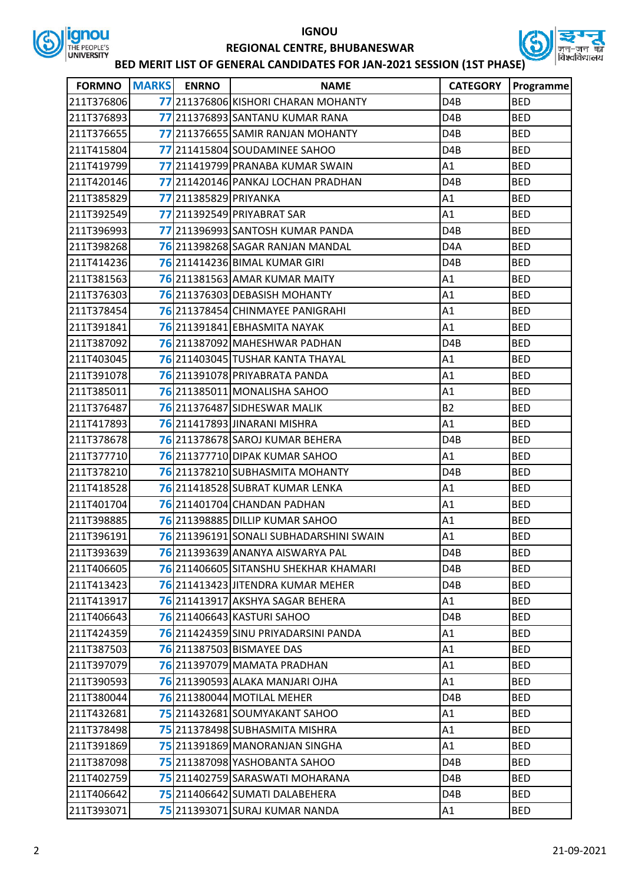# IGNOU

## REGIONAL CENTRE, BHUBANESWAR

### BED MERIT LIST OF GENERAL CANDIDATES FOR JAN-2021 SESSION (1ST PHASE)

| FORMNO | MARKS | ENRNO | NAME | CATEGORY | Programme |
|---|---|---|---|---|---|
| 211T376806 | 77 | 211376806 | KISHORI CHARAN MOHANTY | D4B | BED |
| 211T376893 | 77 | 211376893 | SANTANU KUMAR RANA | D4B | BED |
| 211T376655 | 77 | 211376655 | SAMIR RANJAN MOHANTY | D4B | BED |
| 211T415804 | 77 | 211415804 | SOUDAMINEE SAHOO | D4B | BED |
| 211T419799 | 77 | 211419799 | PRANABA KUMAR SWAIN | A1 | BED |
| 211T420146 | 77 | 211420146 | PANKAJ LOCHAN PRADHAN | D4B | BED |
| 211T385829 | 77 | 211385829 | PRIYANKA | A1 | BED |
| 211T392549 | 77 | 211392549 | PRIYABRAT SAR | A1 | BED |
| 211T396993 | 77 | 211396993 | SANTOSH KUMAR PANDA | D4B | BED |
| 211T398268 | 76 | 211398268 | SAGAR RANJAN MANDAL | D4A | BED |
| 211T414236 | 76 | 211414236 | BIMAL KUMAR GIRI | D4B | BED |
| 211T381563 | 76 | 211381563 | AMAR KUMAR MAITY | A1 | BED |
| 211T376303 | 76 | 211376303 | DEBASISH MOHANTY | A1 | BED |
| 211T378454 | 76 | 211378454 | CHINMAYEE PANIGRAHI | A1 | BED |
| 211T391841 | 76 | 211391841 | EBHASMITA NAYAK | A1 | BED |
| 211T387092 | 76 | 211387092 | MAHESHWAR PADHAN | D4B | BED |
| 211T403045 | 76 | 211403045 | TUSHAR KANTA THAYAL | A1 | BED |
| 211T391078 | 76 | 211391078 | PRIYABRATA PANDA | A1 | BED |
| 211T385011 | 76 | 211385011 | MONALISHA SAHOO | A1 | BED |
| 211T376487 | 76 | 211376487 | SIDHESWAR MALIK | B2 | BED |
| 211T417893 | 76 | 211417893 | JINARANI MISHRA | A1 | BED |
| 211T378678 | 76 | 211378678 | SAROJ KUMAR BEHERA | D4B | BED |
| 211T377710 | 76 | 211377710 | DIPAK KUMAR SAHOO | A1 | BED |
| 211T378210 | 76 | 211378210 | SUBHASMITA MOHANTY | D4B | BED |
| 211T418528 | 76 | 211418528 | SUBRAT KUMAR LENKA | A1 | BED |
| 211T401704 | 76 | 211401704 | CHANDAN PADHAN | A1 | BED |
| 211T398885 | 76 | 211398885 | DILLIP KUMAR SAHOO | A1 | BED |
| 211T396191 | 76 | 211396191 | SONALI SUBHADARSHINI SWAIN | A1 | BED |
| 211T393639 | 76 | 211393639 | ANANYA AISWARYA PAL | D4B | BED |
| 211T406605 | 76 | 211406605 | SITANSHU SHEKHAR KHAMARI | D4B | BED |
| 211T413423 | 76 | 211413423 | JITENDRA KUMAR MEHER | D4B | BED |
| 211T413917 | 76 | 211413917 | AKSHYA SAGAR BEHERA | A1 | BED |
| 211T406643 | 76 | 211406643 | KASTURI SAHOO | D4B | BED |
| 211T424359 | 76 | 211424359 | SINU PRIYADARSINI PANDA | A1 | BED |
| 211T387503 | 76 | 211387503 | BISMAYEE DAS | A1 | BED |
| 211T397079 | 76 | 211397079 | MAMATA PRADHAN | A1 | BED |
| 211T390593 | 76 | 211390593 | ALAKA MANJARI OJHA | A1 | BED |
| 211T380044 | 76 | 211380044 | MOTILAL MEHER | D4B | BED |
| 211T432681 | 75 | 211432681 | SOUMYAKANT SAHOO | A1 | BED |
| 211T378498 | 75 | 211378498 | SUBHASMITA MISHRA | A1 | BED |
| 211T391869 | 75 | 211391869 | MANORANJAN SINGHA | A1 | BED |
| 211T387098 | 75 | 211387098 | YASHOBANTA SAHOO | D4B | BED |
| 211T402759 | 75 | 211402759 | SARASWATI MOHARANA | D4B | BED |
| 211T406642 | 75 | 211406642 | SUMATI DALABEHERA | D4B | BED |
| 211T393071 | 75 | 211393071 | SURAJ KUMAR NANDA | A1 | BED |

21-09-2021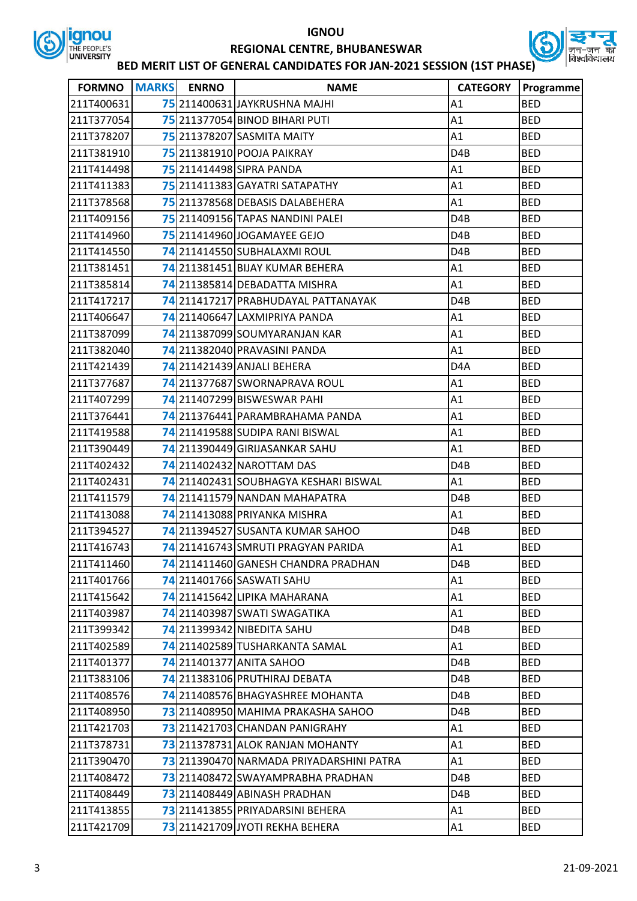# IGNOU

## REGIONAL CENTRE, BHUBANESWAR

### BED MERIT LIST OF GENERAL CANDIDATES FOR JAN-2021 SESSION (1ST PHASE)

| FORMNO | MARKS | ENRNO | NAME | CATEGORY | Programme |
|---|---|---|---|---|---|
| 211T400631 | 75 | 211400631 | JAYKRUSHNA MAJHI | A1 | BED |
| 211T377054 | 75 | 211377054 | BINOD BIHARI PUTI | A1 | BED |
| 211T378207 | 75 | 211378207 | SASMITA MAITY | A1 | BED |
| 211T381910 | 75 | 211381910 | POOJA PAIKRAY | D4B | BED |
| 211T414498 | 75 | 211414498 | SIPRA PANDA | A1 | BED |
| 211T411383 | 75 | 211411383 | GAYATRI SATAPATHY | A1 | BED |
| 211T378568 | 75 | 211378568 | DEBASIS DALABEHERA | A1 | BED |
| 211T409156 | 75 | 211409156 | TAPAS NANDINI PALEI | D4B | BED |
| 211T414960 | 75 | 211414960 | JOGAMAYEE GEJO | D4B | BED |
| 211T414550 | 74 | 211414550 | SUBHALAXMI ROUL | D4B | BED |
| 211T381451 | 74 | 211381451 | BIJAY KUMAR BEHERA | A1 | BED |
| 211T385814 | 74 | 211385814 | DEBADATTA MISHRA | A1 | BED |
| 211T417217 | 74 | 211417217 | PRABHUDAYAL PATTANAYAK | D4B | BED |
| 211T406647 | 74 | 211406647 | LAXMIPRIYA PANDA | A1 | BED |
| 211T387099 | 74 | 211387099 | SOUMYARANJAN KAR | A1 | BED |
| 211T382040 | 74 | 211382040 | PRAVASINI PANDA | A1 | BED |
| 211T421439 | 74 | 211421439 | ANJALI BEHERA | D4A | BED |
| 211T377687 | 74 | 211377687 | SWORNAPRAVA ROUL | A1 | BED |
| 211T407299 | 74 | 211407299 | BISWESWAR PAHI | A1 | BED |
| 211T376441 | 74 | 211376441 | PARAMBRAHAMA PANDA | A1 | BED |
| 211T419588 | 74 | 211419588 | SUDIPA RANI BISWAL | A1 | BED |
| 211T390449 | 74 | 211390449 | GIRIJASANKAR SAHU | A1 | BED |
| 211T402432 | 74 | 211402432 | NAROTTAM DAS | D4B | BED |
| 211T402431 | 74 | 211402431 | SOUBHAGYA KESHARI BISWAL | A1 | BED |
| 211T411579 | 74 | 211411579 | NANDAN MAHAPATRA | D4B | BED |
| 211T413088 | 74 | 211413088 | PRIYANKA MISHRA | A1 | BED |
| 211T394527 | 74 | 211394527 | SUSANTA KUMAR SAHOO | D4B | BED |
| 211T416743 | 74 | 211416743 | SMRUTI PRAGYAN PARIDA | A1 | BED |
| 211T411460 | 74 | 211411460 | GANESH CHANDRA PRADHAN | D4B | BED |
| 211T401766 | 74 | 211401766 | SASWATI SAHU | A1 | BED |
| 211T415642 | 74 | 211415642 | LIPIKA MAHARANA | A1 | BED |
| 211T403987 | 74 | 211403987 | SWATI SWAGATIKA | A1 | BED |
| 211T399342 | 74 | 211399342 | NIBEDITA SAHU | D4B | BED |
| 211T402589 | 74 | 211402589 | TUSHARKANTA SAMAL | A1 | BED |
| 211T401377 | 74 | 211401377 | ANITA SAHOO | D4B | BED |
| 211T383106 | 74 | 211383106 | PRUTHIRAJ DEBATA | D4B | BED |
| 211T408576 | 74 | 211408576 | BHAGYASHREE MOHANTA | D4B | BED |
| 211T408950 | 73 | 211408950 | MAHIMA PRAKASHA SAHOO | D4B | BED |
| 211T421703 | 73 | 211421703 | CHANDAN PANIGRAHY | A1 | BED |
| 211T378731 | 73 | 211378731 | ALOK RANJAN MOHANTY | A1 | BED |
| 211T390470 | 73 | 211390470 | NARMADA PRIYADARSHINI PATRA | A1 | BED |
| 211T408472 | 73 | 211408472 | SWAYAMPRABHA PRADHAN | D4B | BED |
| 211T408449 | 73 | 211408449 | ABINASH PRADHAN | D4B | BED |
| 211T413855 | 73 | 211413855 | PRIYADARSINI BEHERA | A1 | BED |
| 211T421709 | 73 | 211421709 | JYOTI REKHA BEHERA | A1 | BED |

21-09-2021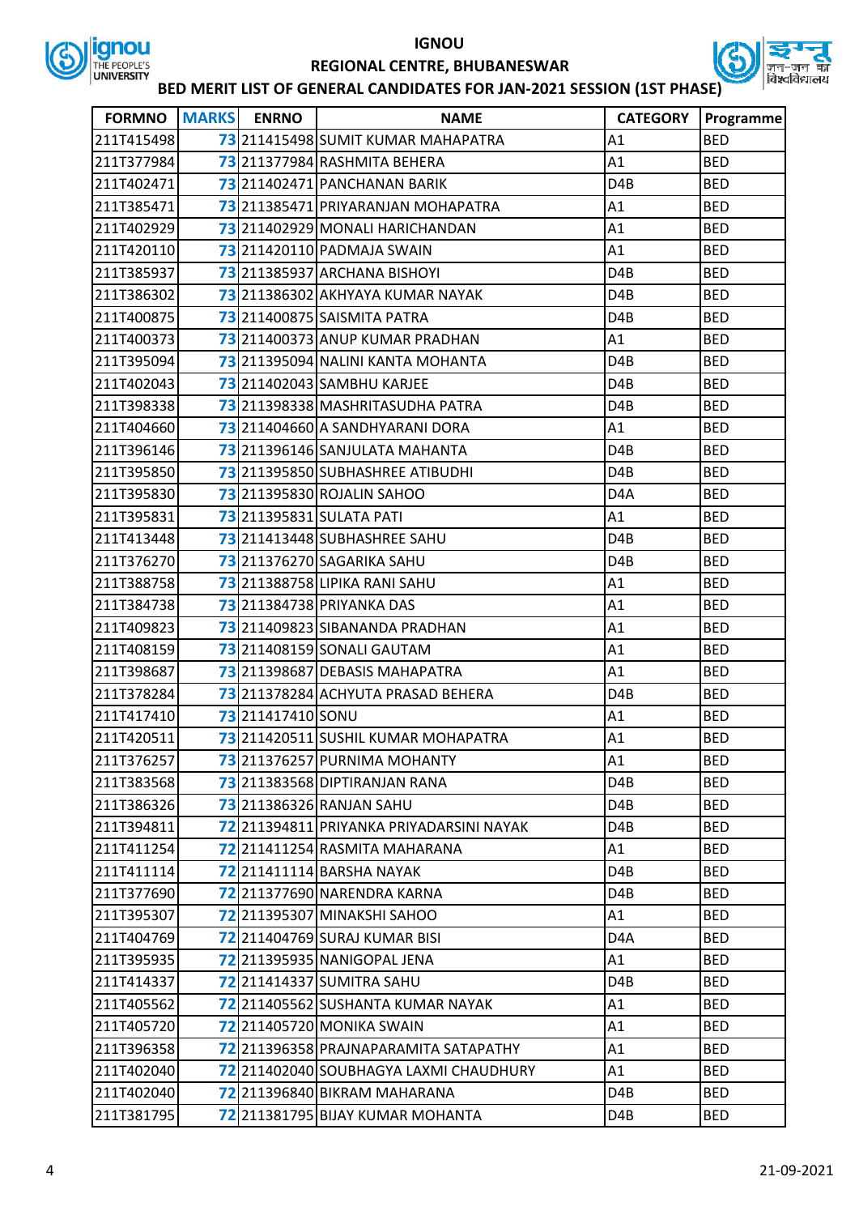# IGNOU

## REGIONAL CENTRE, BHUBANESWAR

### BED MERIT LIST OF GENERAL CANDIDATES FOR JAN-2021 SESSION (1ST PHASE)

| FORMNO | MARKS | ENRNO | NAME | CATEGORY | Programme |
|---|---|---|---|---|---|
| 211T415498 | 73 | 211415498 | SUMIT KUMAR MAHAPATRA | A1 | BED |
| 211T377984 | 73 | 211377984 | RASHMITA BEHERA | A1 | BED |
| 211T402471 | 73 | 211402471 | PANCHANAN BARIK | D4B | BED |
| 211T385471 | 73 | 211385471 | PRIYARANJAN MOHAPATRA | A1 | BED |
| 211T402929 | 73 | 211402929 | MONALI HARICHANDAN | A1 | BED |
| 211T420110 | 73 | 211420110 | PADMAJA SWAIN | A1 | BED |
| 211T385937 | 73 | 211385937 | ARCHANA BISHOYI | D4B | BED |
| 211T386302 | 73 | 211386302 | AKHYAYA KUMAR NAYAK | D4B | BED |
| 211T400875 | 73 | 211400875 | SAISMITA PATRA | D4B | BED |
| 211T400373 | 73 | 211400373 | ANUP KUMAR PRADHAN | A1 | BED |
| 211T395094 | 73 | 211395094 | NALINI KANTA MOHANTA | D4B | BED |
| 211T402043 | 73 | 211402043 | SAMBHU KARJEE | D4B | BED |
| 211T398338 | 73 | 211398338 | MASHRITASUDHA PATRA | D4B | BED |
| 211T404660 | 73 | 211404660 | A SANDHYARANI DORA | A1 | BED |
| 211T396146 | 73 | 211396146 | SANJULATA MAHANTA | D4B | BED |
| 211T395850 | 73 | 211395850 | SUBHASHREE ATIBUDHI | D4B | BED |
| 211T395830 | 73 | 211395830 | ROJALIN SAHOO | D4A | BED |
| 211T395831 | 73 | 211395831 | SULATA PATI | A1 | BED |
| 211T413448 | 73 | 211413448 | SUBHASHREE SAHU | D4B | BED |
| 211T376270 | 73 | 211376270 | SAGARIKA SAHU | D4B | BED |
| 211T388758 | 73 | 211388758 | LIPIKA RANI SAHU | A1 | BED |
| 211T384738 | 73 | 211384738 | PRIYANKA DAS | A1 | BED |
| 211T409823 | 73 | 211409823 | SIBANANDA PRADHAN | A1 | BED |
| 211T408159 | 73 | 211408159 | SONALI GAUTAM | A1 | BED |
| 211T398687 | 73 | 211398687 | DEBASIS MAHAPATRA | A1 | BED |
| 211T378284 | 73 | 211378284 | ACHYUTA PRASAD BEHERA | D4B | BED |
| 211T417410 | 73 | 211417410 | SONU | A1 | BED |
| 211T420511 | 73 | 211420511 | SUSHIL KUMAR MOHAPATRA | A1 | BED |
| 211T376257 | 73 | 211376257 | PURNIMA MOHANTY | A1 | BED |
| 211T383568 | 73 | 211383568 | DIPTIRANJAN RANA | D4B | BED |
| 211T386326 | 73 | 211386326 | RANJAN SAHU | D4B | BED |
| 211T394811 | 72 | 211394811 | PRIYANKA PRIYADARSINI NAYAK | D4B | BED |
| 211T411254 | 72 | 211411254 | RASMITA MAHARANA | A1 | BED |
| 211T411114 | 72 | 211411114 | BARSHA NAYAK | D4B | BED |
| 211T377690 | 72 | 211377690 | NARENDRA KARNA | D4B | BED |
| 211T395307 | 72 | 211395307 | MINAKSHI SAHOO | A1 | BED |
| 211T404769 | 72 | 211404769 | SURAJ KUMAR BISI | D4A | BED |
| 211T395935 | 72 | 211395935 | NANIGOPAL JENA | A1 | BED |
| 211T414337 | 72 | 211414337 | SUMITRA SAHU | D4B | BED |
| 211T405562 | 72 | 211405562 | SUSHANTA KUMAR NAYAK | A1 | BED |
| 211T405720 | 72 | 211405720 | MONIKA SWAIN | A1 | BED |
| 211T396358 | 72 | 211396358 | PRAJNAPARAMITA SATAPATHY | A1 | BED |
| 211T402040 | 72 | 211402040 | SOUBHAGYA LAXMI CHAUDHURY | A1 | BED |
| 211T402040 | 72 | 211396840 | BIKRAM MAHARANA | D4B | BED |
| 211T381795 | 72 | 211381795 | BIJAY KUMAR MOHANTA | D4B | BED |

21-09-2021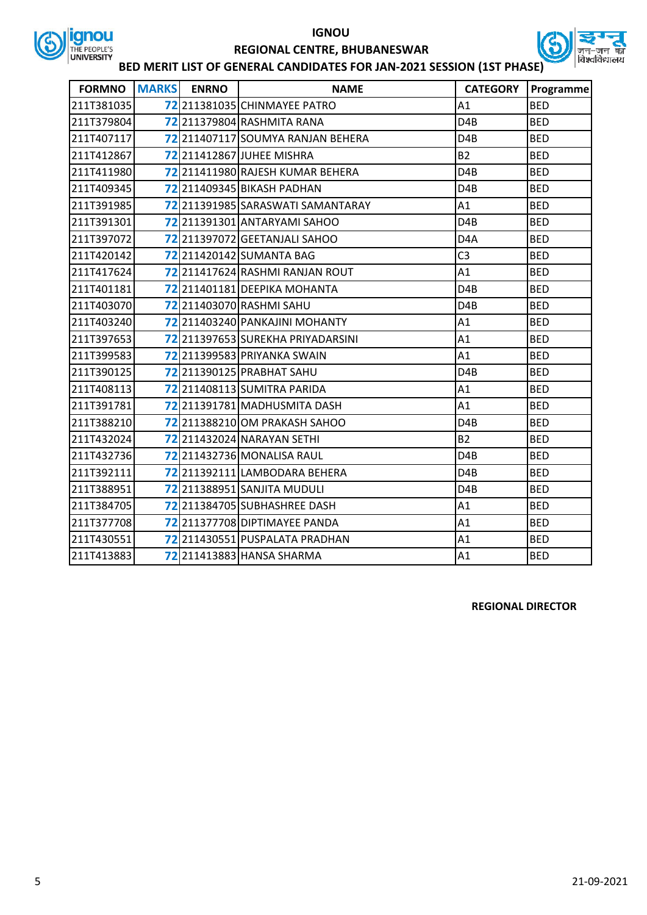# IGNOU

## REGIONAL CENTRE, BHUBANESWAR

### BED MERIT LIST OF GENERAL CANDIDATES FOR JAN-2021 SESSION (1ST PHASE)

| FORMNO | MARKS | ENRNO | NAME | CATEGORY | Programme |
|---|---|---|---|---|---|
| 211T381035 | 72 | 211381035 | CHINMAYEE PATRO | A1 | BED |
| 211T379804 | 72 | 211379804 | RASHMITA RANA | D4B | BED |
| 211T407117 | 72 | 211407117 | SOUMYA RANJAN BEHERA | D4B | BED |
| 211T412867 | 72 | 211412867 | JUHEE MISHRA | B2 | BED |
| 211T411980 | 72 | 211411980 | RAJESH KUMAR BEHERA | D4B | BED |
| 211T409345 | 72 | 211409345 | BIKASH PADHAN | D4B | BED |
| 211T391985 | 72 | 211391985 | SARASWATI SAMANTARAY | A1 | BED |
| 211T391301 | 72 | 211391301 | ANTARYAMI SAHOO | D4B | BED |
| 211T397072 | 72 | 211397072 | GEETANJALI SAHOO | D4A | BED |
| 211T420142 | 72 | 211420142 | SUMANTA BAG | C3 | BED |
| 211T417624 | 72 | 211417624 | RASHMI RANJAN ROUT | A1 | BED |
| 211T401181 | 72 | 211401181 | DEEPIKA MOHANTA | D4B | BED |
| 211T403070 | 72 | 211403070 | RASHMI SAHU | D4B | BED |
| 211T403240 | 72 | 211403240 | PANKAJINI MOHANTY | A1 | BED |
| 211T397653 | 72 | 211397653 | SUREKHA PRIYADARSINI | A1 | BED |
| 211T399583 | 72 | 211399583 | PRIYANKA SWAIN | A1 | BED |
| 211T390125 | 72 | 211390125 | PRABHAT SAHU | D4B | BED |
| 211T408113 | 72 | 211408113 | SUMITRA PARIDA | A1 | BED |
| 211T391781 | 72 | 211391781 | MADHUSMITA DASH | A1 | BED |
| 211T388210 | 72 | 211388210 | OM PRAKASH SAHOO | D4B | BED |
| 211T432024 | 72 | 211432024 | NARAYAN SETHI | B2 | BED |
| 211T432736 | 72 | 211432736 | MONALISA RAUL | D4B | BED |
| 211T392111 | 72 | 211392111 | LAMBODARA BEHERA | D4B | BED |
| 211T388951 | 72 | 211388951 | SANJITA MUDULI | D4B | BED |
| 211T384705 | 72 | 211384705 | SUBHASHREE DASH | A1 | BED |
| 211T377708 | 72 | 211377708 | DIPTIMAYEE PANDA | A1 | BED |
| 211T430551 | 72 | 211430551 | PUSPALATA PRADHAN | A1 | BED |
| 211T413883 | 72 | 211413883 | HANSA SHARMA | A1 | BED |

**REGIONAL DIRECTOR**

21-09-2021